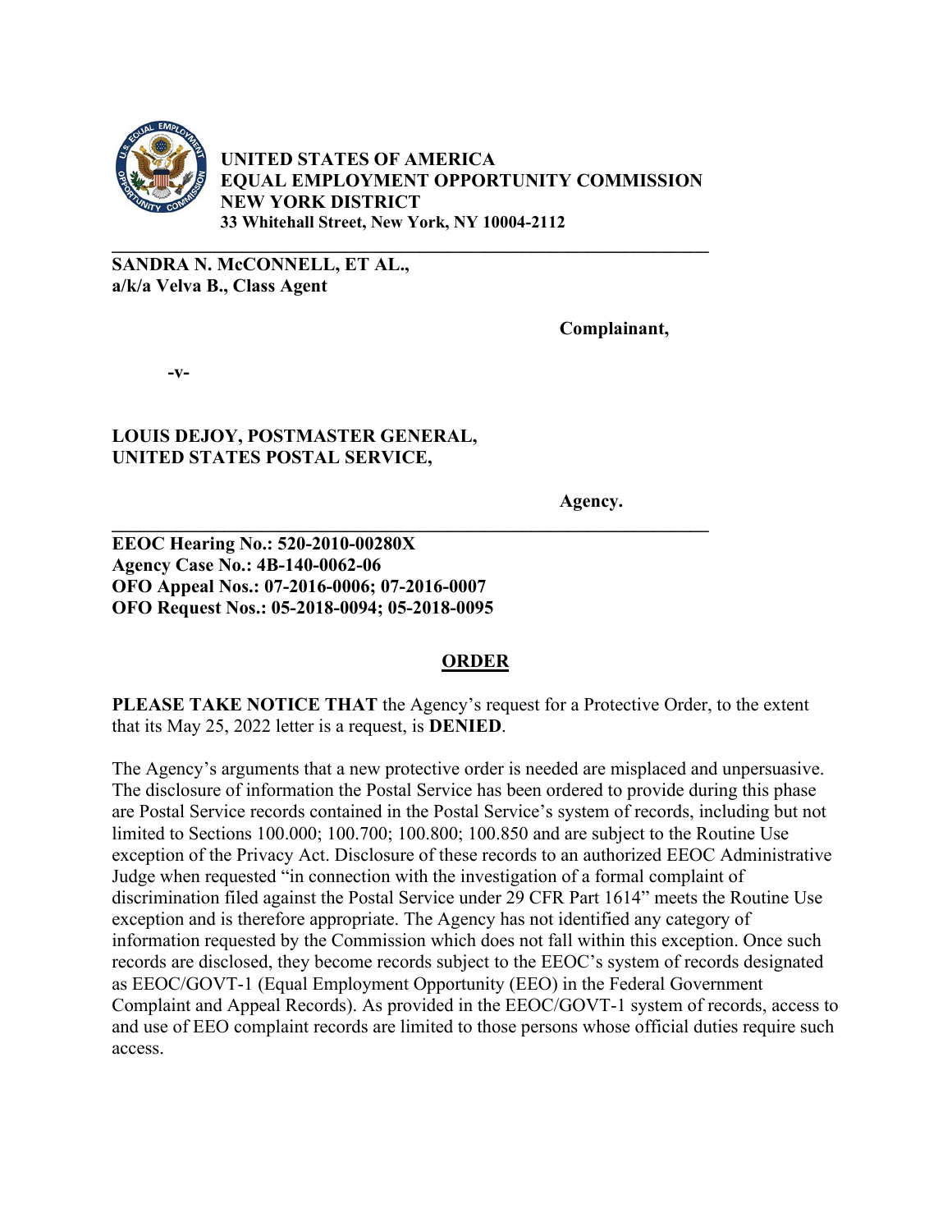**UNITED STATES OF AMERICA**
**EQUAL EMPLOYMENT OPPORTUNITY COMMISSION**
**NEW YORK DISTRICT**
**33 Whitehall Street, New York, NY 10004-2112**

---

**SANDRA N. McCONNELL, ET AL.,**
**a/k/a Velva B., Class Agent**

**Complainant,**

**-v-**

**LOUIS DEJOY, POSTMASTER GENERAL,**
**UNITED STATES POSTAL SERVICE,**

**Agency.**

---

**EEOC Hearing No.: 520-2010-00280X**
**Agency Case No.: 4B-140-0062-06**
**OFO Appeal Nos.: 07-2016-0006; 07-2016-0007**
**OFO Request Nos.: 05-2018-0094; 05-2018-0095**

## ORDER

**PLEASE TAKE NOTICE THAT** the Agency's request for a Protective Order, to the extent that its May 25, 2022 letter is a request, is **DENIED**.

The Agency's arguments that a new protective order is needed are misplaced and unpersuasive. The disclosure of information the Postal Service has been ordered to provide during this phase are Postal Service records contained in the Postal Service's system of records, including but not limited to Sections 100.000; 100.700; 100.800; 100.850 and are subject to the Routine Use exception of the Privacy Act. Disclosure of these records to an authorized EEOC Administrative Judge when requested "in connection with the investigation of a formal complaint of discrimination filed against the Postal Service under 29 CFR Part 1614" meets the Routine Use exception and is therefore appropriate. The Agency has not identified any category of information requested by the Commission which does not fall within this exception. Once such records are disclosed, they become records subject to the EEOC's system of records designated as EEOC/GOVT-1 (Equal Employment Opportunity (EEO) in the Federal Government Complaint and Appeal Records). As provided in the EEOC/GOVT-1 system of records, access to and use of EEO complaint records are limited to those persons whose official duties require such access.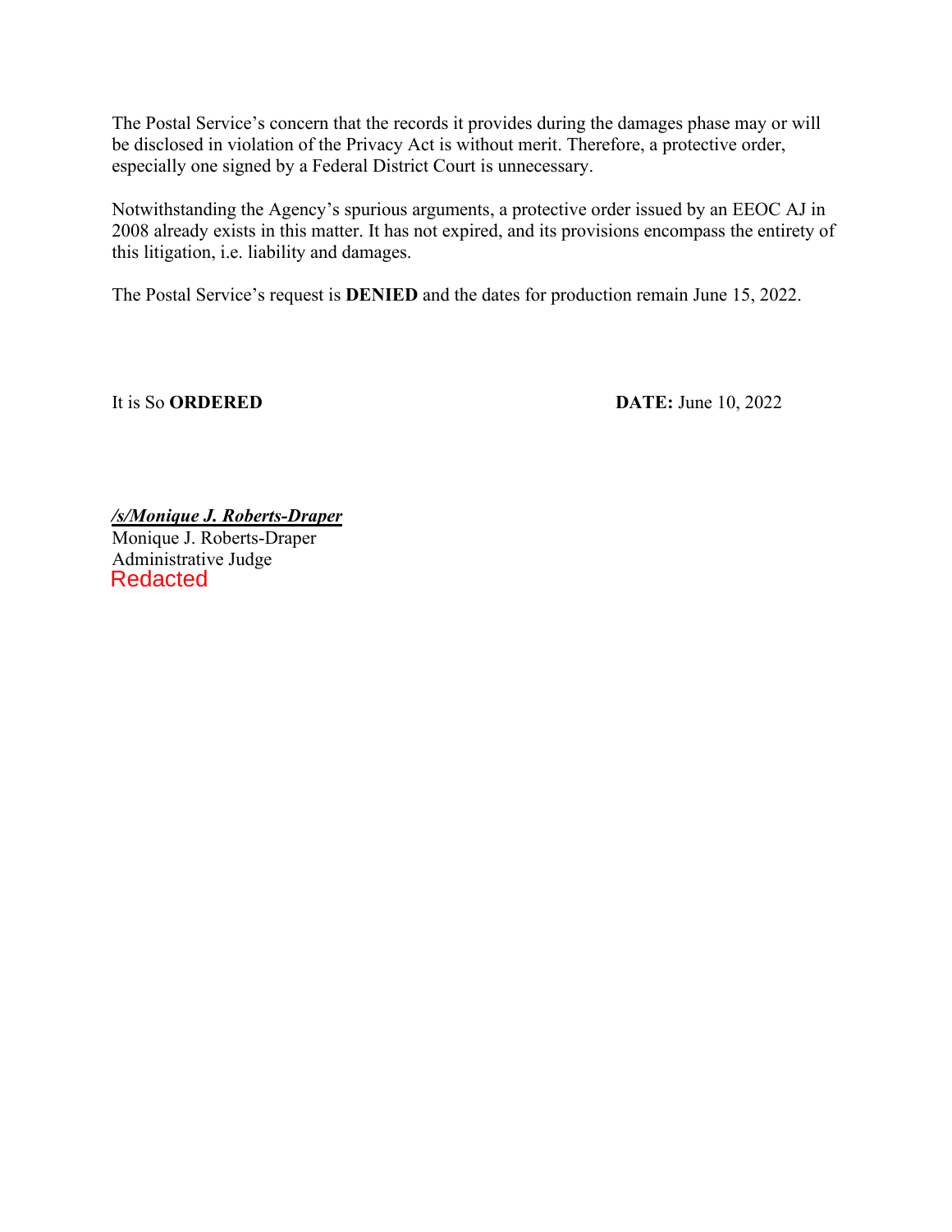The Postal Service's concern that the records it provides during the damages phase may or will be disclosed in violation of the Privacy Act is without merit. Therefore, a protective order, especially one signed by a Federal District Court is unnecessary.

Notwithstanding the Agency's spurious arguments, a protective order issued by an EEOC AJ in 2008 already exists in this matter. It has not expired, and its provisions encompass the entirety of this litigation, i.e. liability and damages.

The Postal Service's request is **DENIED** and the dates for production remain June 15, 2022.

It is So **ORDERED** **DATE:** June 10, 2022

***/s/Monique J. Roberts-Draper***
Monique J. Roberts-Draper
Administrative Judge
Redacted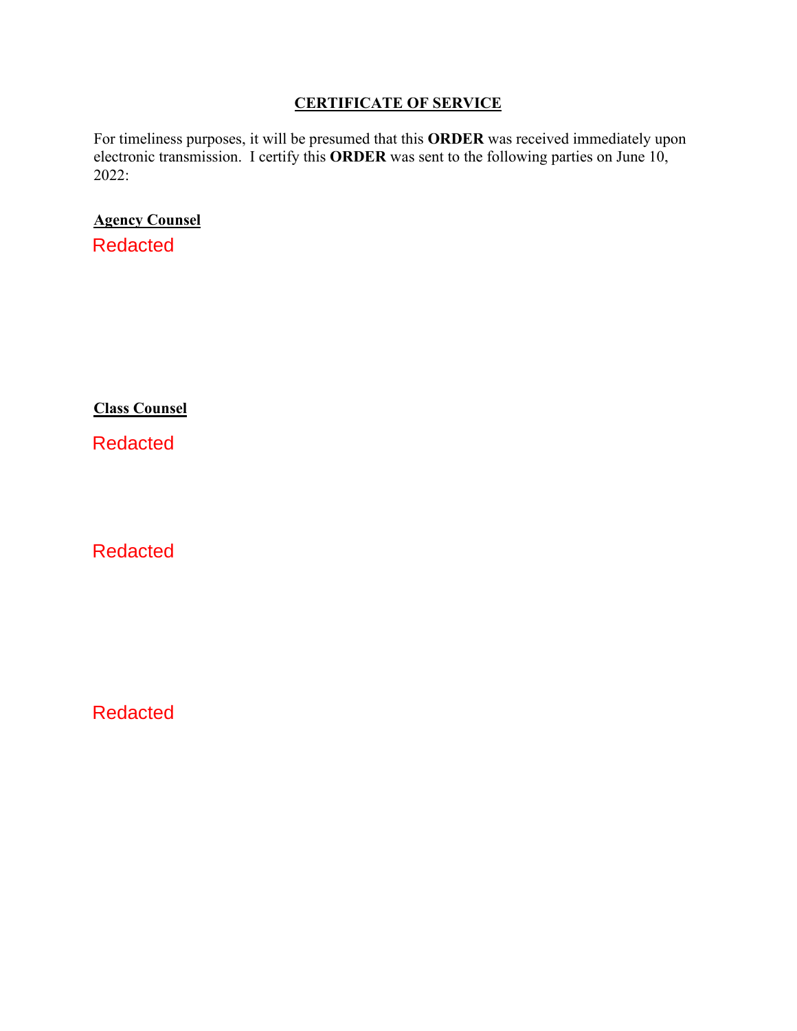# CERTIFICATE OF SERVICE

For timeliness purposes, it will be presumed that this **ORDER** was received immediately upon electronic transmission. I certify this **ORDER** was sent to the following parties on June 10, 2022:

**Agency Counsel**

Redacted

**Class Counsel**

Redacted

Redacted

Redacted